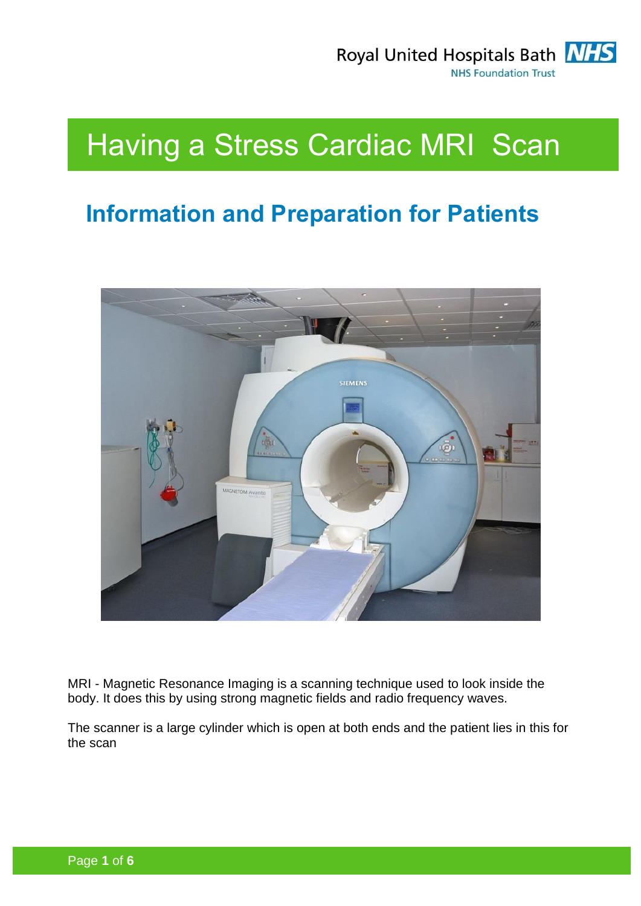Royal United Hospitals Bath NHS Foundation Trust

# Having a Stress Cardiac MRI Scan

## Information and Preparation for Patients

MRI - Magnetic Resonance Imaging is a scanning technique used to look inside the body. It does this by using strong magnetic fields and radio frequency waves.

The scanner is a large cylinder which is open at both ends and the patient lies in this for the scan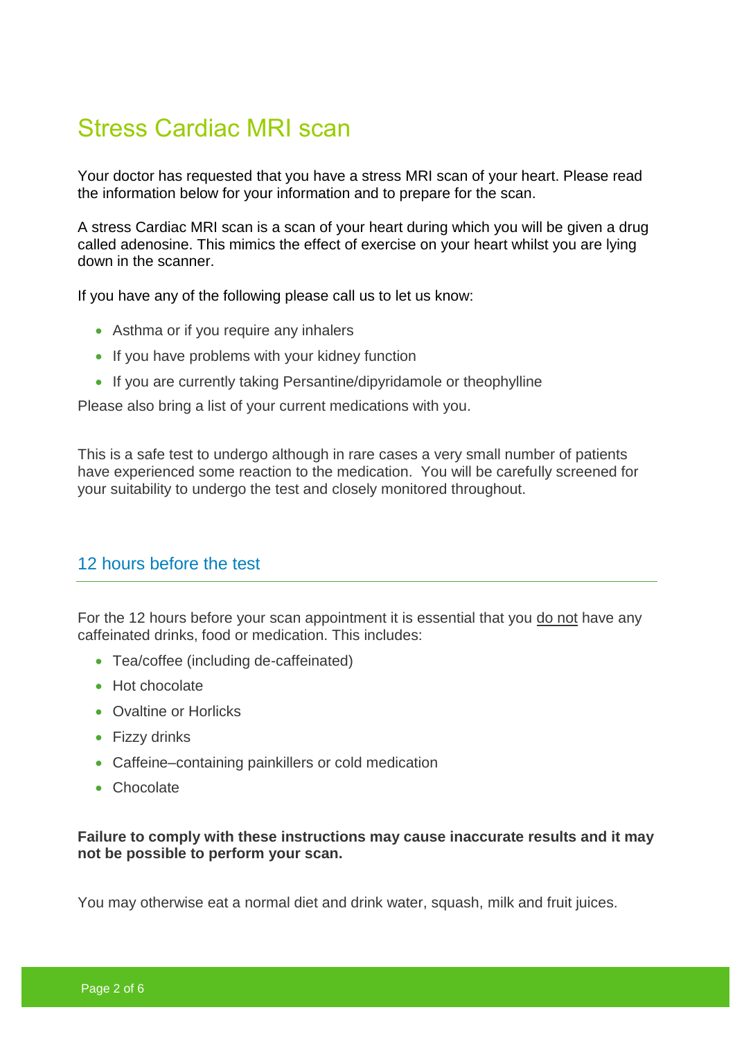# Stress Cardiac MRI scan

Your doctor has requested that you have a stress MRI scan of your heart. Please read the information below for your information and to prepare for the scan.

A stress Cardiac MRI scan is a scan of your heart during which you will be given a drug called adenosine. This mimics the effect of exercise on your heart whilst you are lying down in the scanner.

If you have any of the following please call us to let us know:

- Asthma or if you require any inhalers
- If you have problems with your kidney function
- If you are currently taking Persantine/dipyridamole or theophylline

Please also bring a list of your current medications with you.

This is a safe test to undergo although in rare cases a very small number of patients have experienced some reaction to the medication. You will be carefully screened for your suitability to undergo the test and closely monitored throughout.

## 12 hours before the test

For the 12 hours before your scan appointment it is essential that you <u>do not</u> have any caffeinated drinks, food or medication. This includes:

- Tea/coffee (including de-caffeinated)
- Hot chocolate
- Ovaltine or Horlicks
- Fizzy drinks
- Caffeine–containing painkillers or cold medication
- Chocolate

**Failure to comply with these instructions may cause inaccurate results and it may not be possible to perform your scan.**

You may otherwise eat a normal diet and drink water, squash, milk and fruit juices.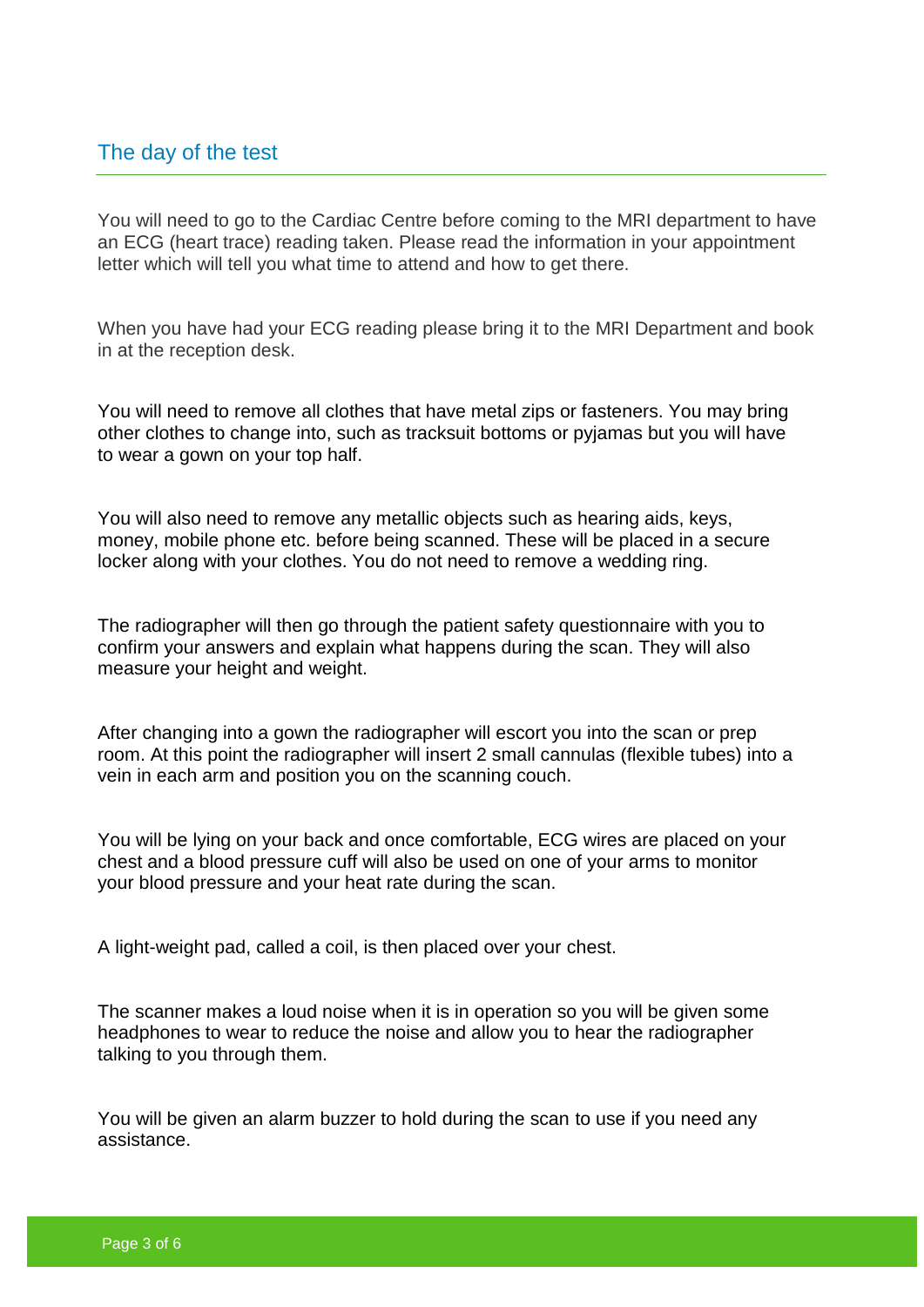## The day of the test

You will need to go to the Cardiac Centre before coming to the MRI department to have an ECG (heart trace) reading taken. Please read the information in your appointment letter which will tell you what time to attend and how to get there.

When you have had your ECG reading please bring it to the MRI Department and book in at the reception desk.

You will need to remove all clothes that have metal zips or fasteners. You may bring other clothes to change into, such as tracksuit bottoms or pyjamas but you will have to wear a gown on your top half.

You will also need to remove any metallic objects such as hearing aids, keys, money, mobile phone etc. before being scanned. These will be placed in a secure locker along with your clothes. You do not need to remove a wedding ring.

The radiographer will then go through the patient safety questionnaire with you to confirm your answers and explain what happens during the scan. They will also measure your height and weight.

After changing into a gown the radiographer will escort you into the scan or prep room. At this point the radiographer will insert 2 small cannulas (flexible tubes) into a vein in each arm and position you on the scanning couch.

You will be lying on your back and once comfortable, ECG wires are placed on your chest and a blood pressure cuff will also be used on one of your arms to monitor your blood pressure and your heat rate during the scan.

A light-weight pad, called a coil, is then placed over your chest.

The scanner makes a loud noise when it is in operation so you will be given some headphones to wear to reduce the noise and allow you to hear the radiographer talking to you through them.

You will be given an alarm buzzer to hold during the scan to use if you need any assistance.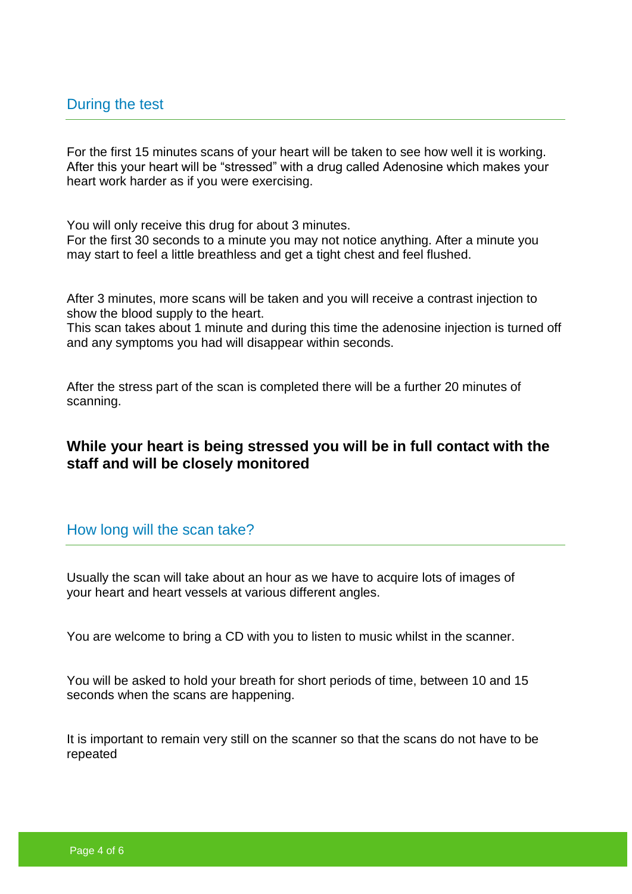## During the test

For the first 15 minutes scans of your heart will be taken to see how well it is working. After this your heart will be “stressed” with a drug called Adenosine which makes your heart work harder as if you were exercising.

You will only receive this drug for about 3 minutes.
For the first 30 seconds to a minute you may not notice anything. After a minute you may start to feel a little breathless and get a tight chest and feel flushed.

After 3 minutes, more scans will be taken and you will receive a contrast injection to show the blood supply to the heart.
This scan takes about 1 minute and during this time the adenosine injection is turned off and any symptoms you had will disappear within seconds.

After the stress part of the scan is completed there will be a further 20 minutes of scanning.

**While your heart is being stressed you will be in full contact with the staff and will be closely monitored**

## How long will the scan take?

Usually the scan will take about an hour as we have to acquire lots of images of your heart and heart vessels at various different angles.

You are welcome to bring a CD with you to listen to music whilst in the scanner.

You will be asked to hold your breath for short periods of time, between 10 and 15 seconds when the scans are happening.

It is important to remain very still on the scanner so that the scans do not have to be repeated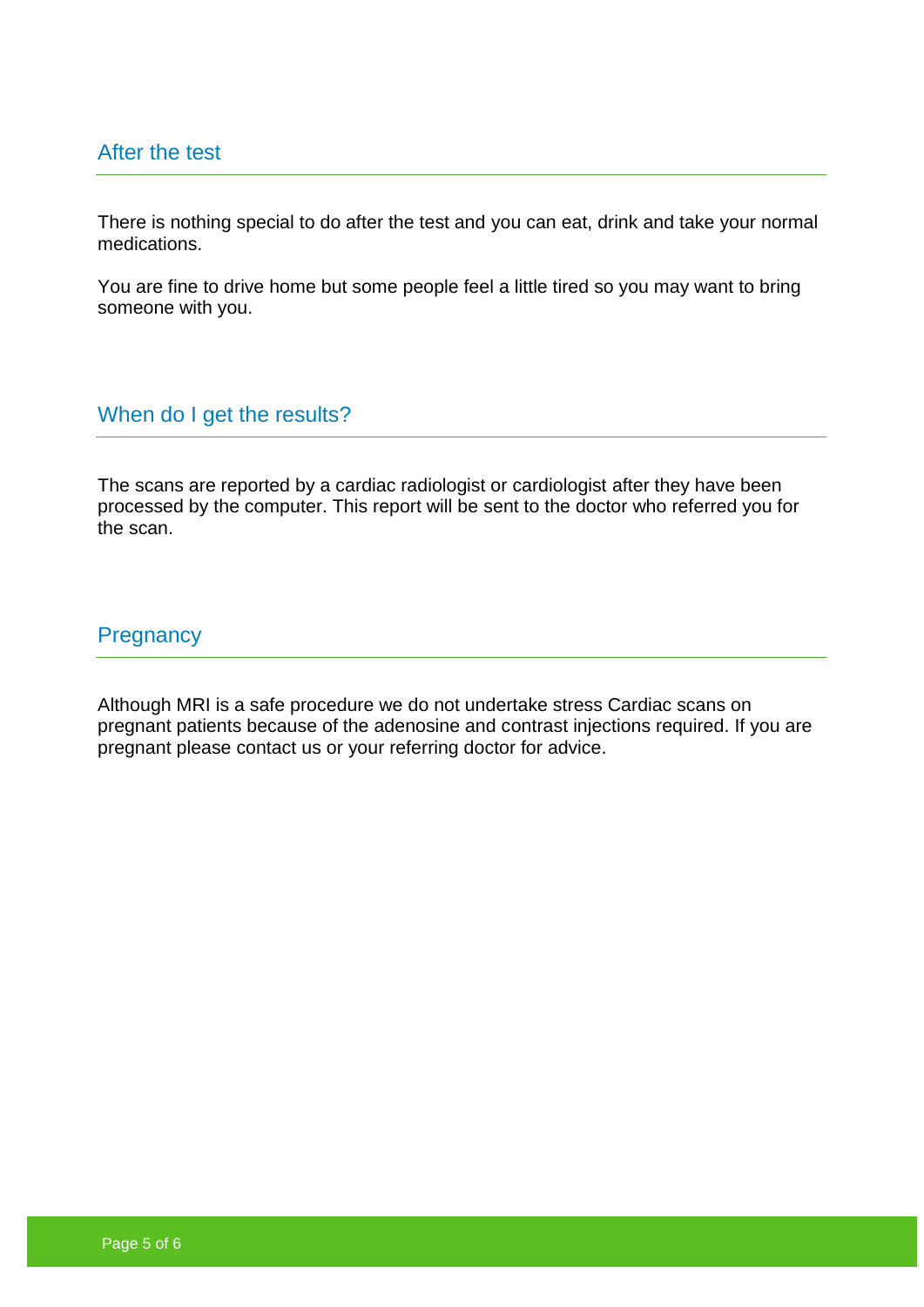## After the test

There is nothing special to do after the test and you can eat, drink and take your normal medications.

You are fine to drive home but some people feel a little tired so you may want to bring someone with you.

## When do I get the results?

The scans are reported by a cardiac radiologist or cardiologist after they have been processed by the computer. This report will be sent to the doctor who referred you for the scan.

## Pregnancy

Although MRI is a safe procedure we do not undertake stress Cardiac scans on pregnant patients because of the adenosine and contrast injections required. If you are pregnant please contact us or your referring doctor for advice.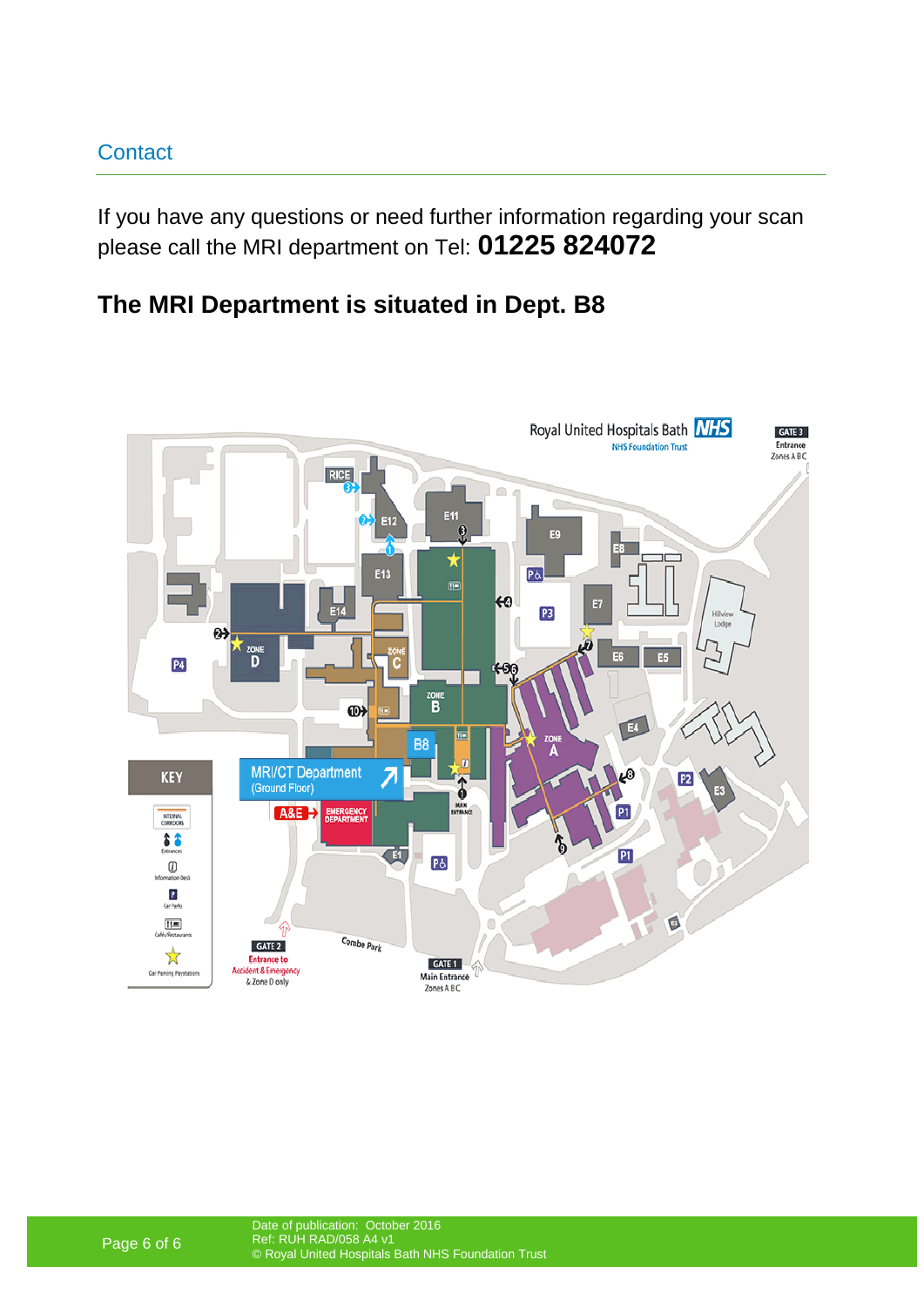## Contact

If you have any questions or need further information regarding your scan please call the MRI department on Tel: **01225 824072**

### The MRI Department is situated in Dept. B8

Date of publication: October 2016
Ref: RUH RAD/058 A4 v1
© Royal United Hospitals Bath NHS Foundation Trust